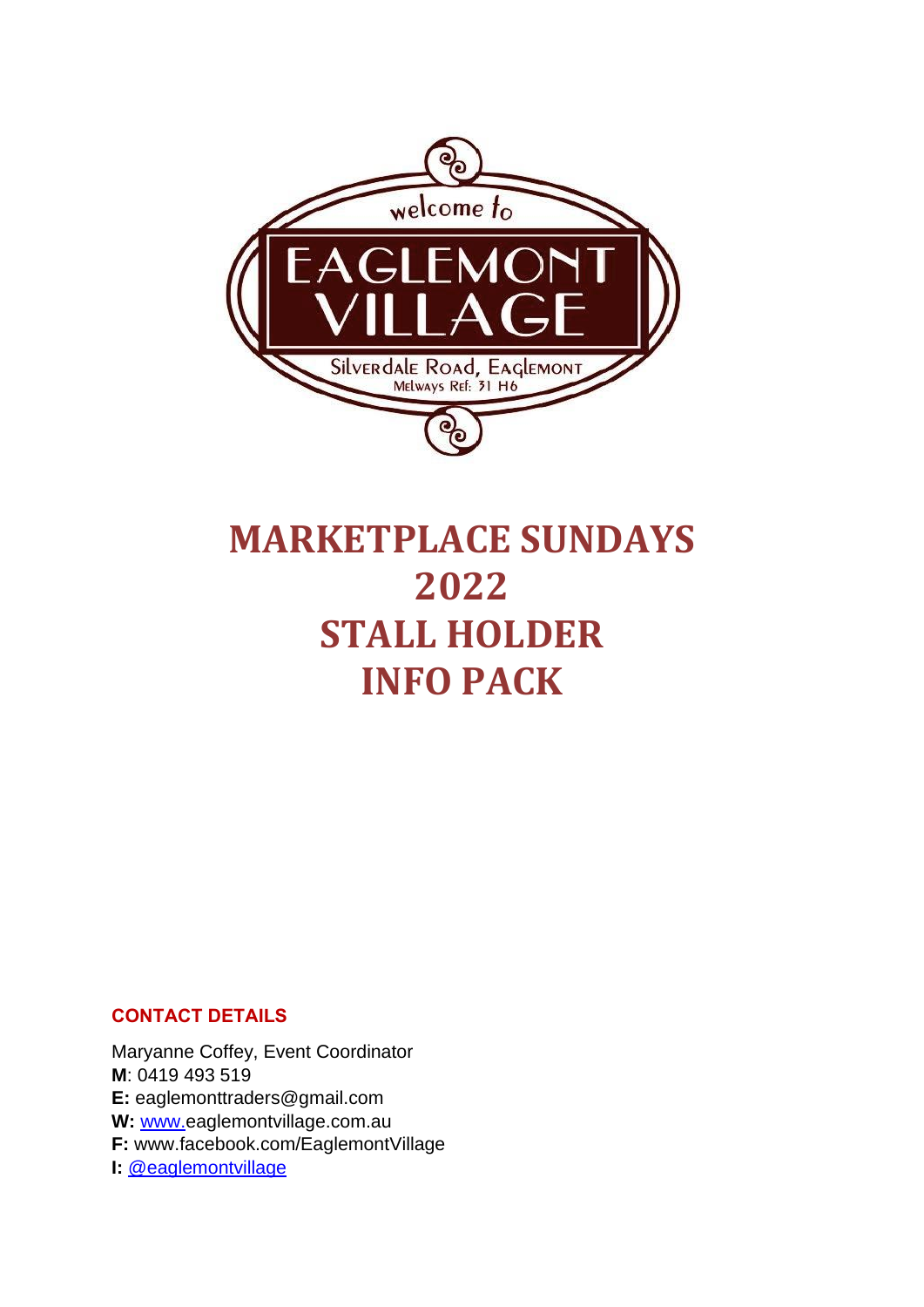welcome to

EAGLEMONT VILLAGE

Silverdale Road, Eaglemont
Melways Ref: 31 H6

# MARKETPLACE SUNDAYS 2022 STALL HOLDER INFO PACK

**CONTACT DETAILS**

Maryanne Coffey, Event Coordinator
**M**: 0419 493 519
**E:** eaglemonttraders@gmail.com
**W:** www.eaglemontvillage.com.au
**F:** www.facebook.com/EaglemontVillage
**I:** @eaglemontvillage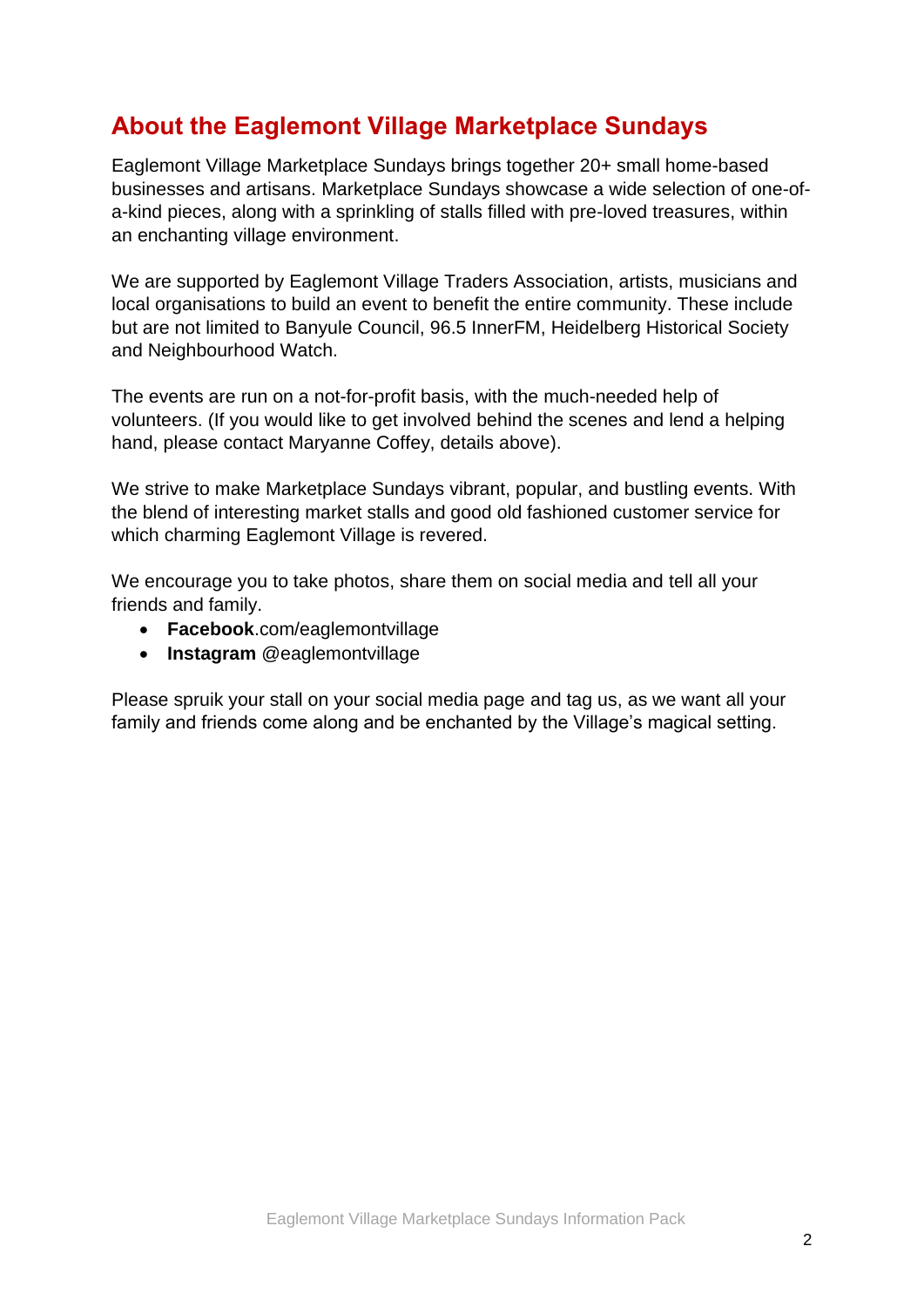## About the Eaglemont Village Marketplace Sundays

Eaglemont Village Marketplace Sundays brings together 20+ small home-based businesses and artisans. Marketplace Sundays showcase a wide selection of one-of-a-kind pieces, along with a sprinkling of stalls filled with pre-loved treasures, within an enchanting village environment.

We are supported by Eaglemont Village Traders Association, artists, musicians and local organisations to build an event to benefit the entire community. These include but are not limited to Banyule Council, 96.5 InnerFM, Heidelberg Historical Society and Neighbourhood Watch.

The events are run on a not-for-profit basis, with the much-needed help of volunteers. (If you would like to get involved behind the scenes and lend a helping hand, please contact Maryanne Coffey, details above).

We strive to make Marketplace Sundays vibrant, popular, and bustling events. With the blend of interesting market stalls and good old fashioned customer service for which charming Eaglemont Village is revered.

We encourage you to take photos, share them on social media and tell all your friends and family.

- **Facebook**.com/eaglemontvillage
- **Instagram** @eaglemontvillage

Please spruik your stall on your social media page and tag us, as we want all your family and friends come along and be enchanted by the Village's magical setting.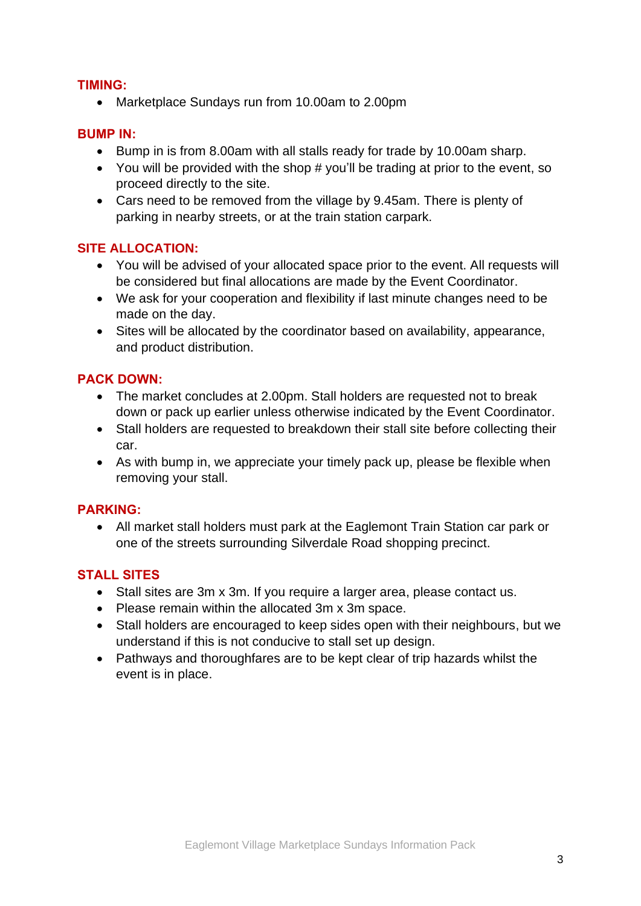## TIMING:

- Marketplace Sundays run from 10.00am to 2.00pm

## BUMP IN:

- Bump in is from 8.00am with all stalls ready for trade by 10.00am sharp.
- You will be provided with the shop # you'll be trading at prior to the event, so proceed directly to the site.
- Cars need to be removed from the village by 9.45am. There is plenty of parking in nearby streets, or at the train station carpark.

## SITE ALLOCATION:

- You will be advised of your allocated space prior to the event. All requests will be considered but final allocations are made by the Event Coordinator.
- We ask for your cooperation and flexibility if last minute changes need to be made on the day.
- Sites will be allocated by the coordinator based on availability, appearance, and product distribution.

## PACK DOWN:

- The market concludes at 2.00pm. Stall holders are requested not to break down or pack up earlier unless otherwise indicated by the Event Coordinator.
- Stall holders are requested to breakdown their stall site before collecting their car.
- As with bump in, we appreciate your timely pack up, please be flexible when removing your stall.

## PARKING:

- All market stall holders must park at the Eaglemont Train Station car park or one of the streets surrounding Silverdale Road shopping precinct.

## STALL SITES

- Stall sites are 3m x 3m. If you require a larger area, please contact us.
- Please remain within the allocated 3m x 3m space.
- Stall holders are encouraged to keep sides open with their neighbours, but we understand if this is not conducive to stall set up design.
- Pathways and thoroughfares are to be kept clear of trip hazards whilst the event is in place.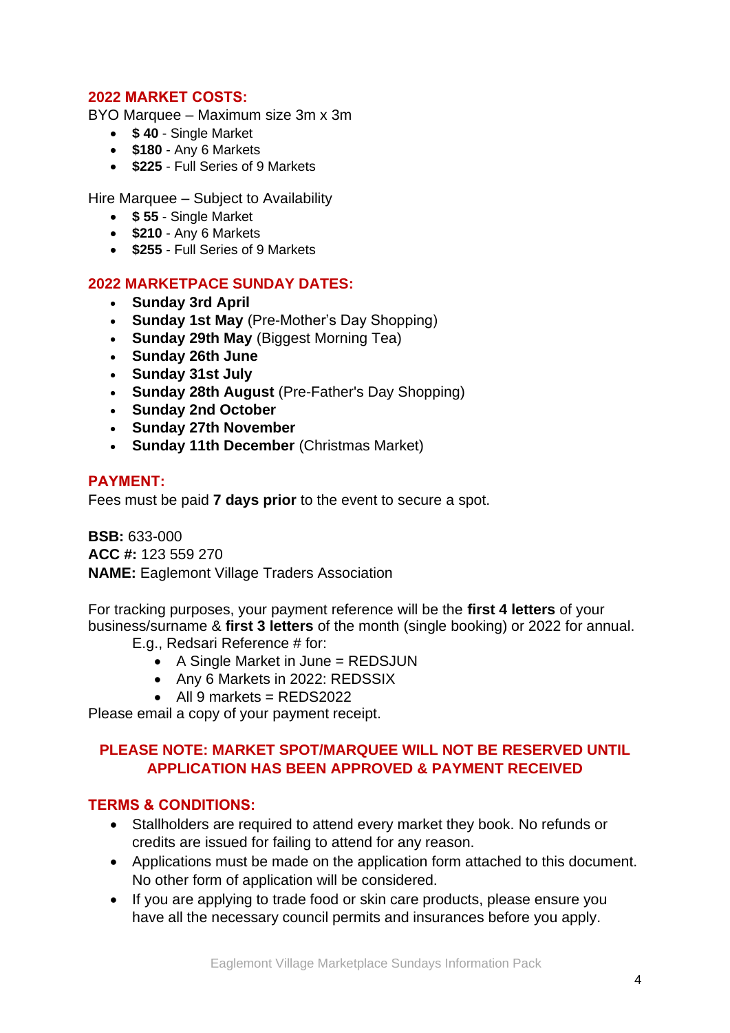## 2022 MARKET COSTS:

BYO Marquee – Maximum size 3m x 3m

- **$ 40** - Single Market
- **$180** - Any 6 Markets
- **$225** - Full Series of 9 Markets

Hire Marquee – Subject to Availability

- **$ 55** - Single Market
- **$210** - Any 6 Markets
- **$255** - Full Series of 9 Markets

## 2022 MARKETPACE SUNDAY DATES:

- **Sunday 3rd April**
- **Sunday 1st May** (Pre-Mother's Day Shopping)
- **Sunday 29th May** (Biggest Morning Tea)
- **Sunday 26th June**
- **Sunday 31st July**
- **Sunday 28th August** (Pre-Father's Day Shopping)
- **Sunday 2nd October**
- **Sunday 27th November**
- **Sunday 11th December** (Christmas Market)

## PAYMENT:

Fees must be paid **7 days prior** to the event to secure a spot.

**BSB:** 633-000
**ACC #:** 123 559 270
**NAME:** Eaglemont Village Traders Association

For tracking purposes, your payment reference will be the **first 4 letters** of your business/surname & **first 3 letters** of the month (single booking) or 2022 for annual.

E.g., Redsari Reference # for:

- A Single Market in June = REDSJUN
- Any 6 Markets in 2022: REDSSIX
- All 9 markets = REDS2022

Please email a copy of your payment receipt.

**PLEASE NOTE: MARKET SPOT/MARQUEE WILL NOT BE RESERVED UNTIL APPLICATION HAS BEEN APPROVED & PAYMENT RECEIVED**

## TERMS & CONDITIONS:

- Stallholders are required to attend every market they book. No refunds or credits are issued for failing to attend for any reason.
- Applications must be made on the application form attached to this document. No other form of application will be considered.
- If you are applying to trade food or skin care products, please ensure you have all the necessary council permits and insurances before you apply.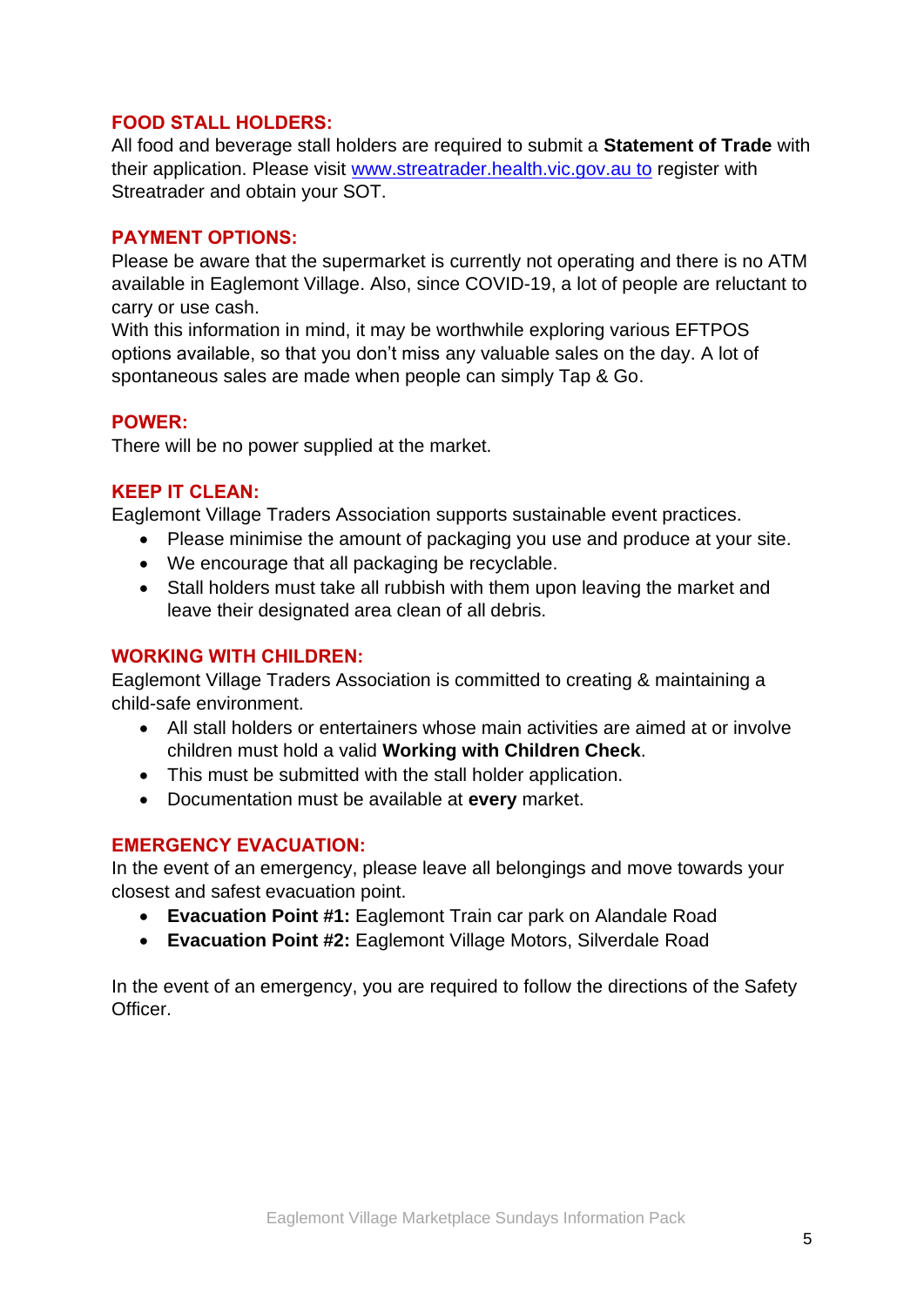### FOOD STALL HOLDERS:

All food and beverage stall holders are required to submit a **Statement of Trade** with their application. Please visit www.streatrader.health.vic.gov.au to register with Streatrader and obtain your SOT.

### PAYMENT OPTIONS:

Please be aware that the supermarket is currently not operating and there is no ATM available in Eaglemont Village. Also, since COVID-19, a lot of people are reluctant to carry or use cash.

With this information in mind, it may be worthwhile exploring various EFTPOS options available, so that you don't miss any valuable sales on the day. A lot of spontaneous sales are made when people can simply Tap & Go.

### POWER:

There will be no power supplied at the market.

### KEEP IT CLEAN:

Eaglemont Village Traders Association supports sustainable event practices.

- Please minimise the amount of packaging you use and produce at your site.
- We encourage that all packaging be recyclable.
- Stall holders must take all rubbish with them upon leaving the market and leave their designated area clean of all debris.

### WORKING WITH CHILDREN:

Eaglemont Village Traders Association is committed to creating & maintaining a child-safe environment.

- All stall holders or entertainers whose main activities are aimed at or involve children must hold a valid **Working with Children Check**.
- This must be submitted with the stall holder application.
- Documentation must be available at **every** market.

### EMERGENCY EVACUATION:

In the event of an emergency, please leave all belongings and move towards your closest and safest evacuation point.

- **Evacuation Point #1:** Eaglemont Train car park on Alandale Road
- **Evacuation Point #2:** Eaglemont Village Motors, Silverdale Road

In the event of an emergency, you are required to follow the directions of the Safety Officer.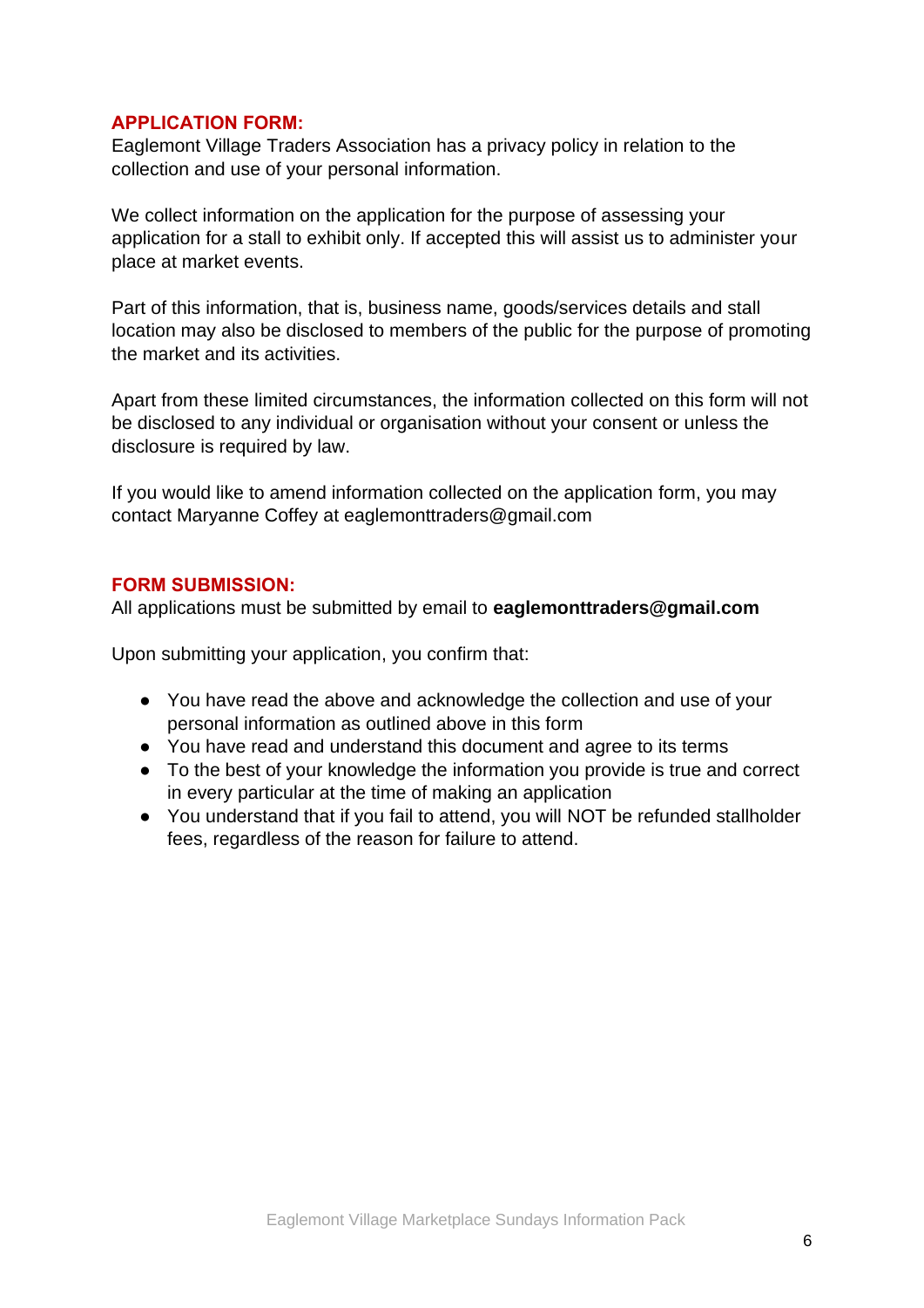## APPLICATION FORM:

Eaglemont Village Traders Association has a privacy policy in relation to the collection and use of your personal information.

We collect information on the application for the purpose of assessing your application for a stall to exhibit only. If accepted this will assist us to administer your place at market events.

Part of this information, that is, business name, goods/services details and stall location may also be disclosed to members of the public for the purpose of promoting the market and its activities.

Apart from these limited circumstances, the information collected on this form will not be disclosed to any individual or organisation without your consent or unless the disclosure is required by law.

If you would like to amend information collected on the application form, you may contact Maryanne Coffey at eaglemonttraders@gmail.com

## FORM SUBMISSION:

All applications must be submitted by email to **eaglemonttraders@gmail.com**

Upon submitting your application, you confirm that:

- You have read the above and acknowledge the collection and use of your personal information as outlined above in this form
- You have read and understand this document and agree to its terms
- To the best of your knowledge the information you provide is true and correct in every particular at the time of making an application
- You understand that if you fail to attend, you will NOT be refunded stallholder fees, regardless of the reason for failure to attend.